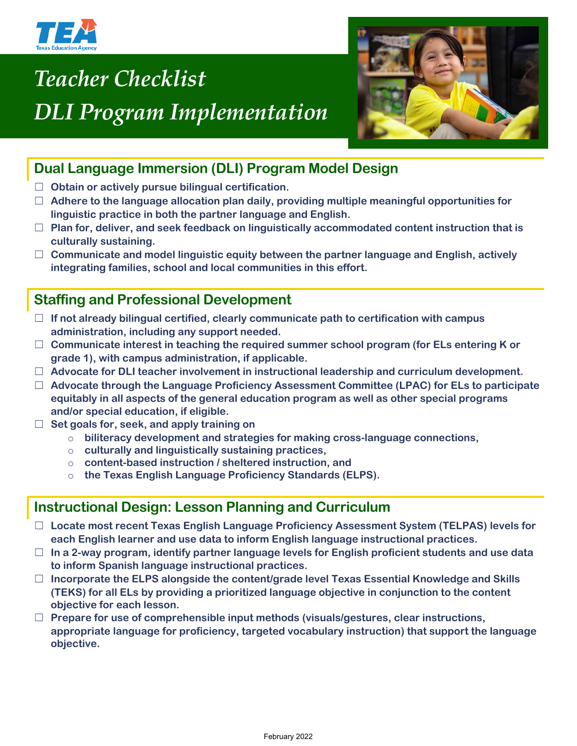# Teacher Checklist

# DLI Program Implementation

## Dual Language Immersion (DLI) Program Model Design

- ☐ Obtain or actively pursue bilingual certification.
- ☐ Adhere to the language allocation plan daily, providing multiple meaningful opportunities for linguistic practice in both the partner language and English.
- ☐ Plan for, deliver, and seek feedback on linguistically accommodated content instruction that is culturally sustaining.
- ☐ Communicate and model linguistic equity between the partner language and English, actively integrating families, school and local communities in this effort.

## Staffing and Professional Development

- ☐ If not already bilingual certified, clearly communicate path to certification with campus administration, including any support needed.
- ☐ Communicate interest in teaching the required summer school program (for ELs entering K or grade 1), with campus administration, if applicable.
- ☐ Advocate for DLI teacher involvement in instructional leadership and curriculum development.
- ☐ Advocate through the Language Proficiency Assessment Committee (LPAC) for ELs to participate equitably in all aspects of the general education program as well as other special programs and/or special education, if eligible.
- ☐ Set goals for, seek, and apply training on
  - biliteracy development and strategies for making cross-language connections,
  - culturally and linguistically sustaining practices,
  - content-based instruction / sheltered instruction, and
  - the Texas English Language Proficiency Standards (ELPS).

## Instructional Design: Lesson Planning and Curriculum

- ☐ Locate most recent Texas English Language Proficiency Assessment System (TELPAS) levels for each English learner and use data to inform English language instructional practices.
- ☐ In a 2-way program, identify partner language levels for English proficient students and use data to inform Spanish language instructional practices.
- ☐ Incorporate the ELPS alongside the content/grade level Texas Essential Knowledge and Skills (TEKS) for all ELs by providing a prioritized language objective in conjunction to the content objective for each lesson.
- ☐ Prepare for use of comprehensible input methods (visuals/gestures, clear instructions, appropriate language for proficiency, targeted vocabulary instruction) that support the language objective.

February 2022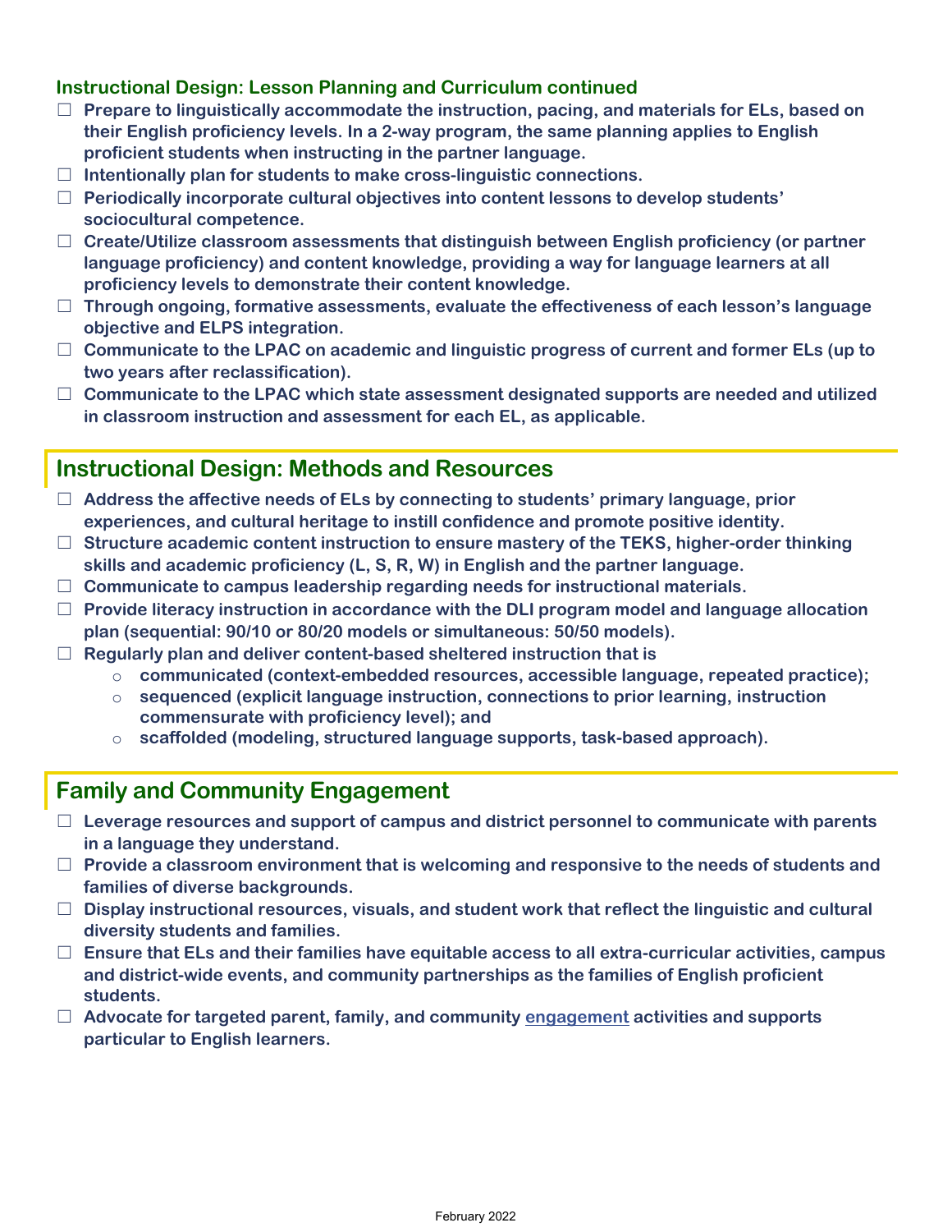### Instructional Design: Lesson Planning and Curriculum continued

- ☐ **Prepare to linguistically accommodate the instruction, pacing, and materials for ELs, based on their English proficiency levels. In a 2-way program, the same planning applies to English proficient students when instructing in the partner language.**
- ☐ **Intentionally plan for students to make cross-linguistic connections.**
- ☐ **Periodically incorporate cultural objectives into content lessons to develop students' sociocultural competence.**
- ☐ **Create/Utilize classroom assessments that distinguish between English proficiency (or partner language proficiency) and content knowledge, providing a way for language learners at all proficiency levels to demonstrate their content knowledge.**
- ☐ **Through ongoing, formative assessments, evaluate the effectiveness of each lesson's language objective and ELPS integration.**
- ☐ **Communicate to the LPAC on academic and linguistic progress of current and former ELs (up to two years after reclassification).**
- ☐ **Communicate to the LPAC which state assessment designated supports are needed and utilized in classroom instruction and assessment for each EL, as applicable.**

## Instructional Design: Methods and Resources

- ☐ **Address the affective needs of ELs by connecting to students' primary language, prior experiences, and cultural heritage to instill confidence and promote positive identity.**
- ☐ **Structure academic content instruction to ensure mastery of the TEKS, higher-order thinking skills and academic proficiency (L, S, R, W) in English and the partner language.**
- ☐ **Communicate to campus leadership regarding needs for instructional materials.**
- ☐ **Provide literacy instruction in accordance with the DLI program model and language allocation plan (sequential: 90/10 or 80/20 models or simultaneous: 50/50 models).**
- ☐ **Regularly plan and deliver content-based sheltered instruction that is**
  - **communicated (context-embedded resources, accessible language, repeated practice);**
  - **sequenced (explicit language instruction, connections to prior learning, instruction commensurate with proficiency level); and**
  - **scaffolded (modeling, structured language supports, task-based approach).**

## Family and Community Engagement

- ☐ **Leverage resources and support of campus and district personnel to communicate with parents in a language they understand.**
- ☐ **Provide a classroom environment that is welcoming and responsive to the needs of students and families of diverse backgrounds.**
- ☐ **Display instructional resources, visuals, and student work that reflect the linguistic and cultural diversity students and families.**
- ☐ **Ensure that ELs and their families have equitable access to all extra-curricular activities, campus and district-wide events, and community partnerships as the families of English proficient students.**
- ☐ **Advocate for targeted parent, family, and community engagement activities and supports particular to English learners.**

February 2022